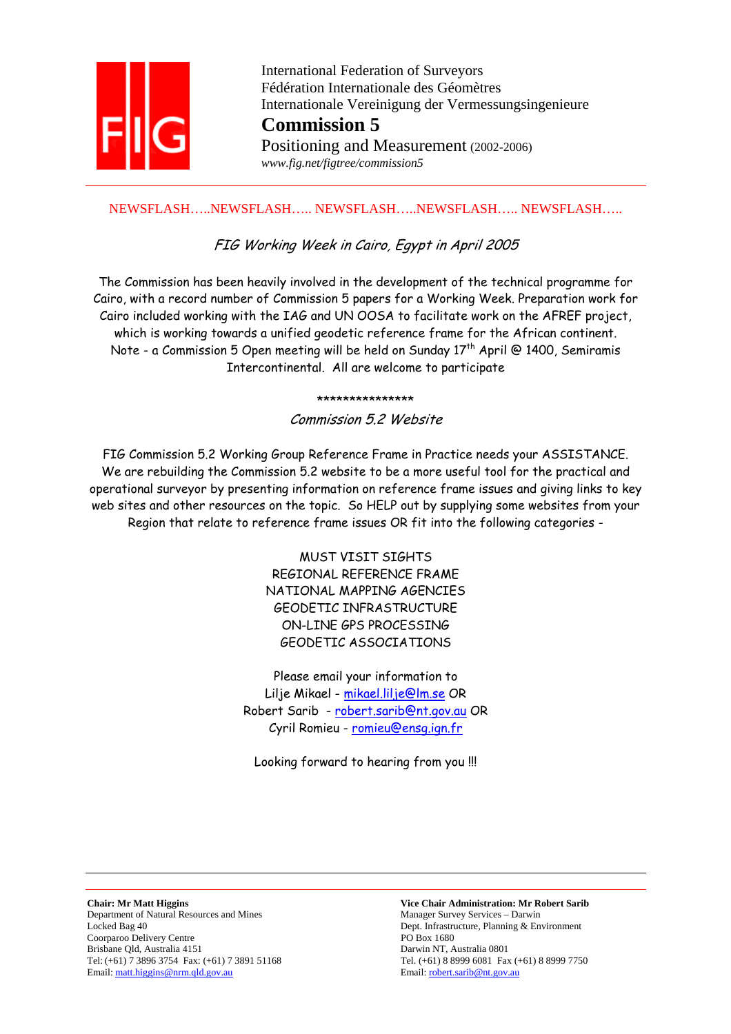International Federation of Surveyors
Fédération Internationale des Géomètres
Internationale Vereinigung der Vermessungsingenieure

# Commission 5

Positioning and Measurement (2002-2006)

*www.fig.net/figtree/commission5*

NEWSFLASH…..NEWSFLASH….. NEWSFLASH…..NEWSFLASH….. NEWSFLASH…..

## *FIG Working Week in Cairo, Egypt in April 2005*

The Commission has been heavily involved in the development of the technical programme for Cairo, with a record number of Commission 5 papers for a Working Week. Preparation work for Cairo included working with the IAG and UN OOSA to facilitate work on the AFREF project, which is working towards a unified geodetic reference frame for the African continent. Note - a Commission 5 Open meeting will be held on Sunday 17th April @ 1400, Semiramis Intercontinental. All are welcome to participate

***************

## *Commission 5.2 Website*

FIG Commission 5.2 Working Group Reference Frame in Practice needs your ASSISTANCE. We are rebuilding the Commission 5.2 website to be a more useful tool for the practical and operational surveyor by presenting information on reference frame issues and giving links to key web sites and other resources on the topic. So HELP out by supplying some websites from your Region that relate to reference frame issues OR fit into the following categories -

MUST VISIT SIGHTS
REGIONAL REFERENCE FRAME
NATIONAL MAPPING AGENCIES
GEODETIC INFRASTRUCTURE
ON-LINE GPS PROCESSING
GEODETIC ASSOCIATIONS

Please email your information to
Lilje Mikael - mikael.lilje@lm.se OR
Robert Sarib - robert.sarib@nt.gov.au OR
Cyril Romieu - romieu@ensg.ign.fr

Looking forward to hearing from you !!!

**Chair: Mr Matt Higgins**
Department of Natural Resources and Mines
Locked Bag 40
Coorparoo Delivery Centre
Brisbane Qld, Australia 4151
Tel: (+61) 7 3896 3754 Fax: (+61) 7 3891 51168
Email: matt.higgins@nrm.qld.gov.au

**Vice Chair Administration: Mr Robert Sarib**
Manager Survey Services – Darwin
Dept. Infrastructure, Planning & Environment
PO Box 1680
Darwin NT, Australia 0801
Tel. (+61) 8 8999 6081 Fax (+61) 8 8999 7750
Email: robert.sarib@nt.gov.au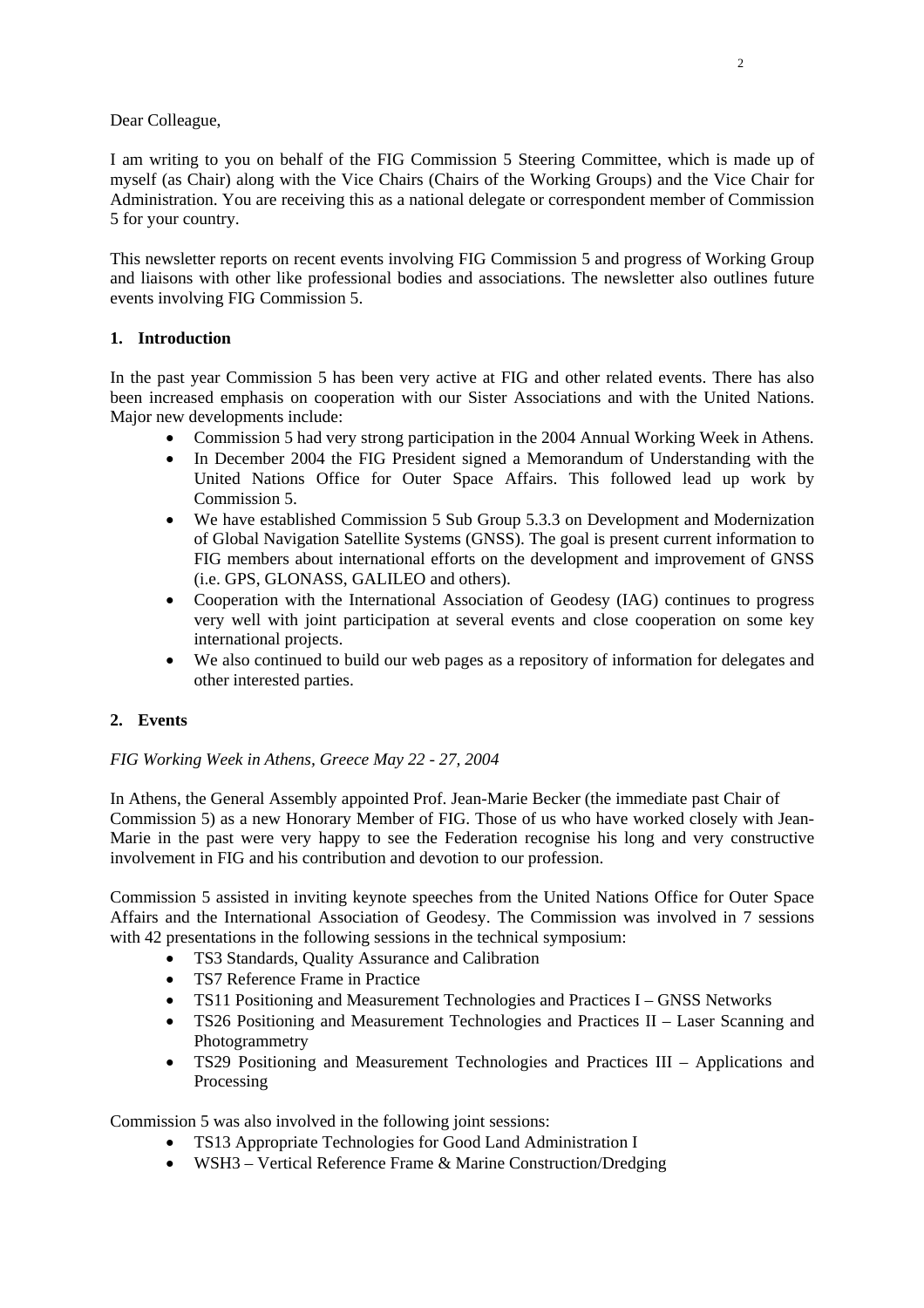Dear Colleague,

I am writing to you on behalf of the FIG Commission 5 Steering Committee, which is made up of myself (as Chair) along with the Vice Chairs (Chairs of the Working Groups) and the Vice Chair for Administration. You are receiving this as a national delegate or correspondent member of Commission 5 for your country.

This newsletter reports on recent events involving FIG Commission 5 and progress of Working Group and liaisons with other like professional bodies and associations. The newsletter also outlines future events involving FIG Commission 5.

## 1. Introduction

In the past year Commission 5 has been very active at FIG and other related events. There has also been increased emphasis on cooperation with our Sister Associations and with the United Nations. Major new developments include:

- Commission 5 had very strong participation in the 2004 Annual Working Week in Athens.
- In December 2004 the FIG President signed a Memorandum of Understanding with the United Nations Office for Outer Space Affairs. This followed lead up work by Commission 5.
- We have established Commission 5 Sub Group 5.3.3 on Development and Modernization of Global Navigation Satellite Systems (GNSS). The goal is present current information to FIG members about international efforts on the development and improvement of GNSS (i.e. GPS, GLONASS, GALILEO and others).
- Cooperation with the International Association of Geodesy (IAG) continues to progress very well with joint participation at several events and close cooperation on some key international projects.
- We also continued to build our web pages as a repository of information for delegates and other interested parties.

## 2. Events

*FIG Working Week in Athens, Greece May 22 - 27, 2004*

In Athens, the General Assembly appointed Prof. Jean-Marie Becker (the immediate past Chair of Commission 5) as a new Honorary Member of FIG. Those of us who have worked closely with Jean-Marie in the past were very happy to see the Federation recognise his long and very constructive involvement in FIG and his contribution and devotion to our profession.

Commission 5 assisted in inviting keynote speeches from the United Nations Office for Outer Space Affairs and the International Association of Geodesy. The Commission was involved in 7 sessions with 42 presentations in the following sessions in the technical symposium:

- TS3 Standards, Quality Assurance and Calibration
- TS7 Reference Frame in Practice
- TS11 Positioning and Measurement Technologies and Practices I – GNSS Networks
- TS26 Positioning and Measurement Technologies and Practices II – Laser Scanning and Photogrammetry
- TS29 Positioning and Measurement Technologies and Practices III – Applications and Processing

Commission 5 was also involved in the following joint sessions:

- TS13 Appropriate Technologies for Good Land Administration I
- WSH3 – Vertical Reference Frame & Marine Construction/Dredging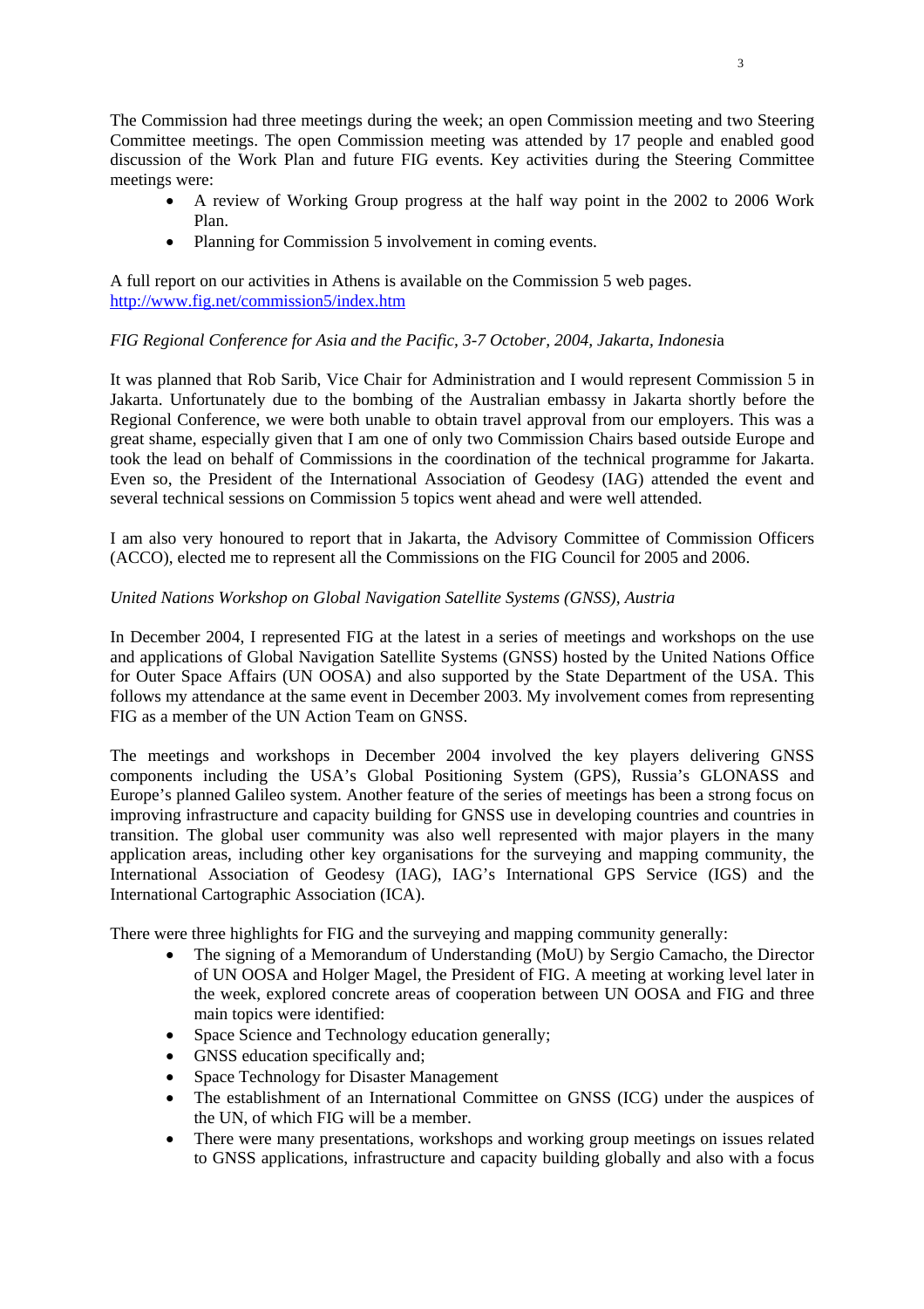The Commission had three meetings during the week; an open Commission meeting and two Steering Committee meetings. The open Commission meeting was attended by 17 people and enabled good discussion of the Work Plan and future FIG events. Key activities during the Steering Committee meetings were:

- A review of Working Group progress at the half way point in the 2002 to 2006 Work Plan.
- Planning for Commission 5 involvement in coming events.

A full report on our activities in Athens is available on the Commission 5 web pages.
http://www.fig.net/commission5/index.htm

*FIG Regional Conference for Asia and the Pacific, 3-7 October, 2004, Jakarta, Indonesi*a

It was planned that Rob Sarib, Vice Chair for Administration and I would represent Commission 5 in Jakarta. Unfortunately due to the bombing of the Australian embassy in Jakarta shortly before the Regional Conference, we were both unable to obtain travel approval from our employers. This was a great shame, especially given that I am one of only two Commission Chairs based outside Europe and took the lead on behalf of Commissions in the coordination of the technical programme for Jakarta. Even so, the President of the International Association of Geodesy (IAG) attended the event and several technical sessions on Commission 5 topics went ahead and were well attended.

I am also very honoured to report that in Jakarta, the Advisory Committee of Commission Officers (ACCO), elected me to represent all the Commissions on the FIG Council for 2005 and 2006.

*United Nations Workshop on Global Navigation Satellite Systems (GNSS), Austria*

In December 2004, I represented FIG at the latest in a series of meetings and workshops on the use and applications of Global Navigation Satellite Systems (GNSS) hosted by the United Nations Office for Outer Space Affairs (UN OOSA) and also supported by the State Department of the USA. This follows my attendance at the same event in December 2003. My involvement comes from representing FIG as a member of the UN Action Team on GNSS.

The meetings and workshops in December 2004 involved the key players delivering GNSS components including the USA's Global Positioning System (GPS), Russia's GLONASS and Europe's planned Galileo system. Another feature of the series of meetings has been a strong focus on improving infrastructure and capacity building for GNSS use in developing countries and countries in transition. The global user community was also well represented with major players in the many application areas, including other key organisations for the surveying and mapping community, the International Association of Geodesy (IAG), IAG's International GPS Service (IGS) and the International Cartographic Association (ICA).

There were three highlights for FIG and the surveying and mapping community generally:

- The signing of a Memorandum of Understanding (MoU) by Sergio Camacho, the Director of UN OOSA and Holger Magel, the President of FIG. A meeting at working level later in the week, explored concrete areas of cooperation between UN OOSA and FIG and three main topics were identified:
- Space Science and Technology education generally;
- GNSS education specifically and;
- Space Technology for Disaster Management
- The establishment of an International Committee on GNSS (ICG) under the auspices of the UN, of which FIG will be a member.
- There were many presentations, workshops and working group meetings on issues related to GNSS applications, infrastructure and capacity building globally and also with a focus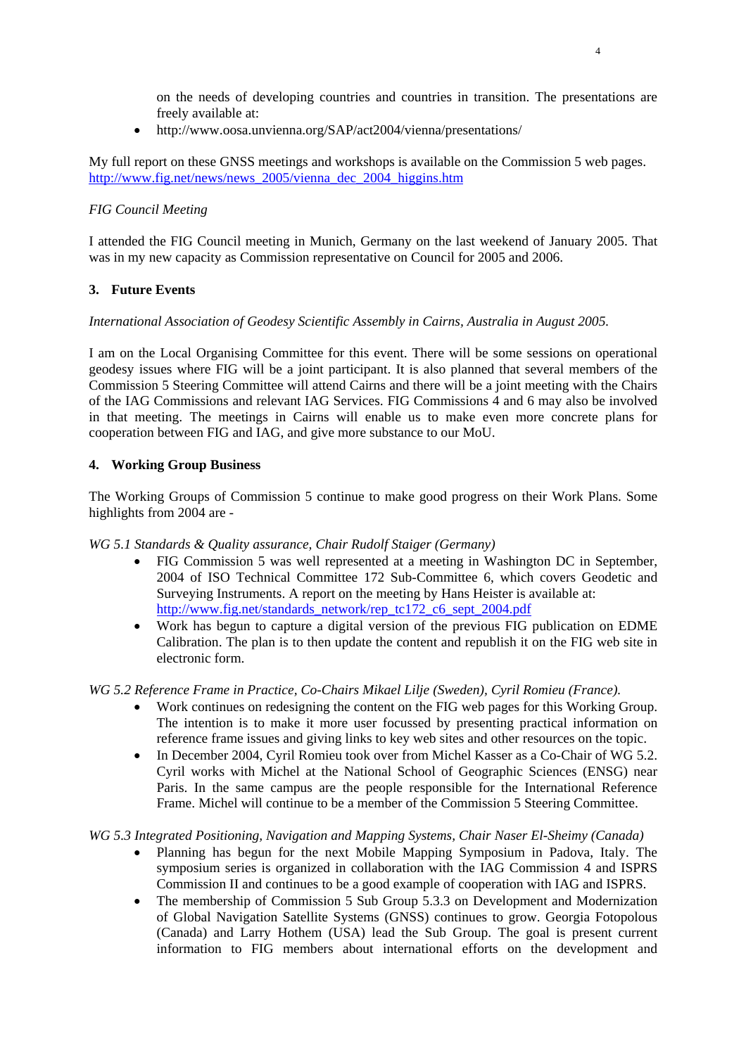on the needs of developing countries and countries in transition. The presentations are freely available at:

- http://www.oosa.unvienna.org/SAP/act2004/vienna/presentations/

My full report on these GNSS meetings and workshops is available on the Commission 5 web pages. http://www.fig.net/news/news_2005/vienna_dec_2004_higgins.htm

*FIG Council Meeting*

I attended the FIG Council meeting in Munich, Germany on the last weekend of January 2005. That was in my new capacity as Commission representative on Council for 2005 and 2006.

## 3. Future Events

*International Association of Geodesy Scientific Assembly in Cairns, Australia in August 2005.*

I am on the Local Organising Committee for this event. There will be some sessions on operational geodesy issues where FIG will be a joint participant. It is also planned that several members of the Commission 5 Steering Committee will attend Cairns and there will be a joint meeting with the Chairs of the IAG Commissions and relevant IAG Services. FIG Commissions 4 and 6 may also be involved in that meeting. The meetings in Cairns will enable us to make even more concrete plans for cooperation between FIG and IAG, and give more substance to our MoU.

## 4. Working Group Business

The Working Groups of Commission 5 continue to make good progress on their Work Plans. Some highlights from 2004 are -

*WG 5.1 Standards & Quality assurance, Chair Rudolf Staiger (Germany)*

- FIG Commission 5 was well represented at a meeting in Washington DC in September, 2004 of ISO Technical Committee 172 Sub-Committee 6, which covers Geodetic and Surveying Instruments. A report on the meeting by Hans Heister is available at: http://www.fig.net/standards_network/rep_tc172_c6_sept_2004.pdf
- Work has begun to capture a digital version of the previous FIG publication on EDME Calibration. The plan is to then update the content and republish it on the FIG web site in electronic form.

*WG 5.2 Reference Frame in Practice, Co-Chairs Mikael Lilje (Sweden), Cyril Romieu (France).*

- Work continues on redesigning the content on the FIG web pages for this Working Group. The intention is to make it more user focussed by presenting practical information on reference frame issues and giving links to key web sites and other resources on the topic.
- In December 2004, Cyril Romieu took over from Michel Kasser as a Co-Chair of WG 5.2. Cyril works with Michel at the National School of Geographic Sciences (ENSG) near Paris. In the same campus are the people responsible for the International Reference Frame. Michel will continue to be a member of the Commission 5 Steering Committee.

*WG 5.3 Integrated Positioning, Navigation and Mapping Systems, Chair Naser El-Sheimy (Canada)*

- Planning has begun for the next Mobile Mapping Symposium in Padova, Italy. The symposium series is organized in collaboration with the IAG Commission 4 and ISPRS Commission II and continues to be a good example of cooperation with IAG and ISPRS.
- The membership of Commission 5 Sub Group 5.3.3 on Development and Modernization of Global Navigation Satellite Systems (GNSS) continues to grow. Georgia Fotopolous (Canada) and Larry Hothem (USA) lead the Sub Group. The goal is present current information to FIG members about international efforts on the development and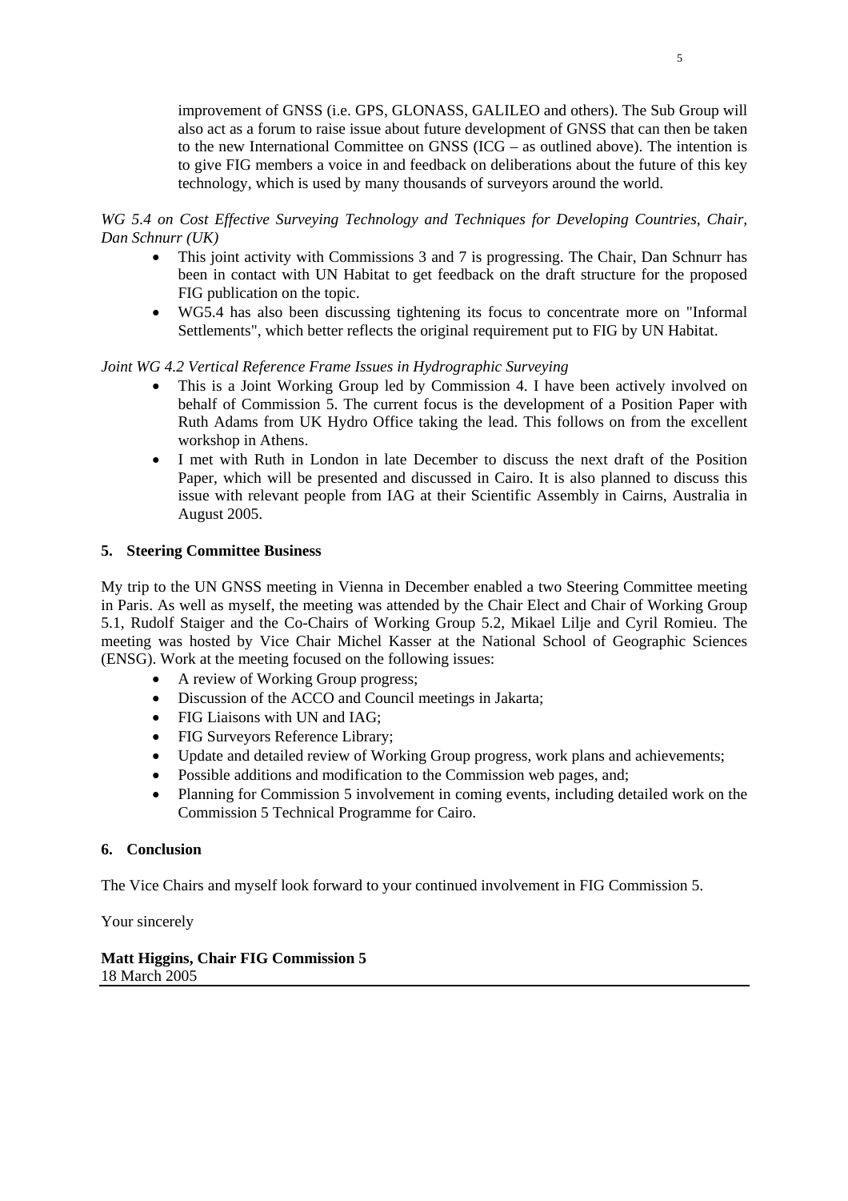improvement of GNSS (i.e. GPS, GLONASS, GALILEO and others). The Sub Group will also act as a forum to raise issue about future development of GNSS that can then be taken to the new International Committee on GNSS (ICG – as outlined above). The intention is to give FIG members a voice in and feedback on deliberations about the future of this key technology, which is used by many thousands of surveyors around the world.

*WG 5.4 on Cost Effective Surveying Technology and Techniques for Developing Countries, Chair, Dan Schnurr (UK)*

- This joint activity with Commissions 3 and 7 is progressing. The Chair, Dan Schnurr has been in contact with UN Habitat to get feedback on the draft structure for the proposed FIG publication on the topic.
- WG5.4 has also been discussing tightening its focus to concentrate more on "Informal Settlements", which better reflects the original requirement put to FIG by UN Habitat.

*Joint WG 4.2 Vertical Reference Frame Issues in Hydrographic Surveying*

- This is a Joint Working Group led by Commission 4. I have been actively involved on behalf of Commission 5. The current focus is the development of a Position Paper with Ruth Adams from UK Hydro Office taking the lead. This follows on from the excellent workshop in Athens.
- I met with Ruth in London in late December to discuss the next draft of the Position Paper, which will be presented and discussed in Cairo. It is also planned to discuss this issue with relevant people from IAG at their Scientific Assembly in Cairns, Australia in August 2005.

## 5. Steering Committee Business

My trip to the UN GNSS meeting in Vienna in December enabled a two Steering Committee meeting in Paris. As well as myself, the meeting was attended by the Chair Elect and Chair of Working Group 5.1, Rudolf Staiger and the Co-Chairs of Working Group 5.2, Mikael Lilje and Cyril Romieu. The meeting was hosted by Vice Chair Michel Kasser at the National School of Geographic Sciences (ENSG). Work at the meeting focused on the following issues:

- A review of Working Group progress;
- Discussion of the ACCO and Council meetings in Jakarta;
- FIG Liaisons with UN and IAG;
- FIG Surveyors Reference Library;
- Update and detailed review of Working Group progress, work plans and achievements;
- Possible additions and modification to the Commission web pages, and;
- Planning for Commission 5 involvement in coming events, including detailed work on the Commission 5 Technical Programme for Cairo.

## 6. Conclusion

The Vice Chairs and myself look forward to your continued involvement in FIG Commission 5.

Your sincerely

**Matt Higgins, Chair FIG Commission 5**
18 March 2005